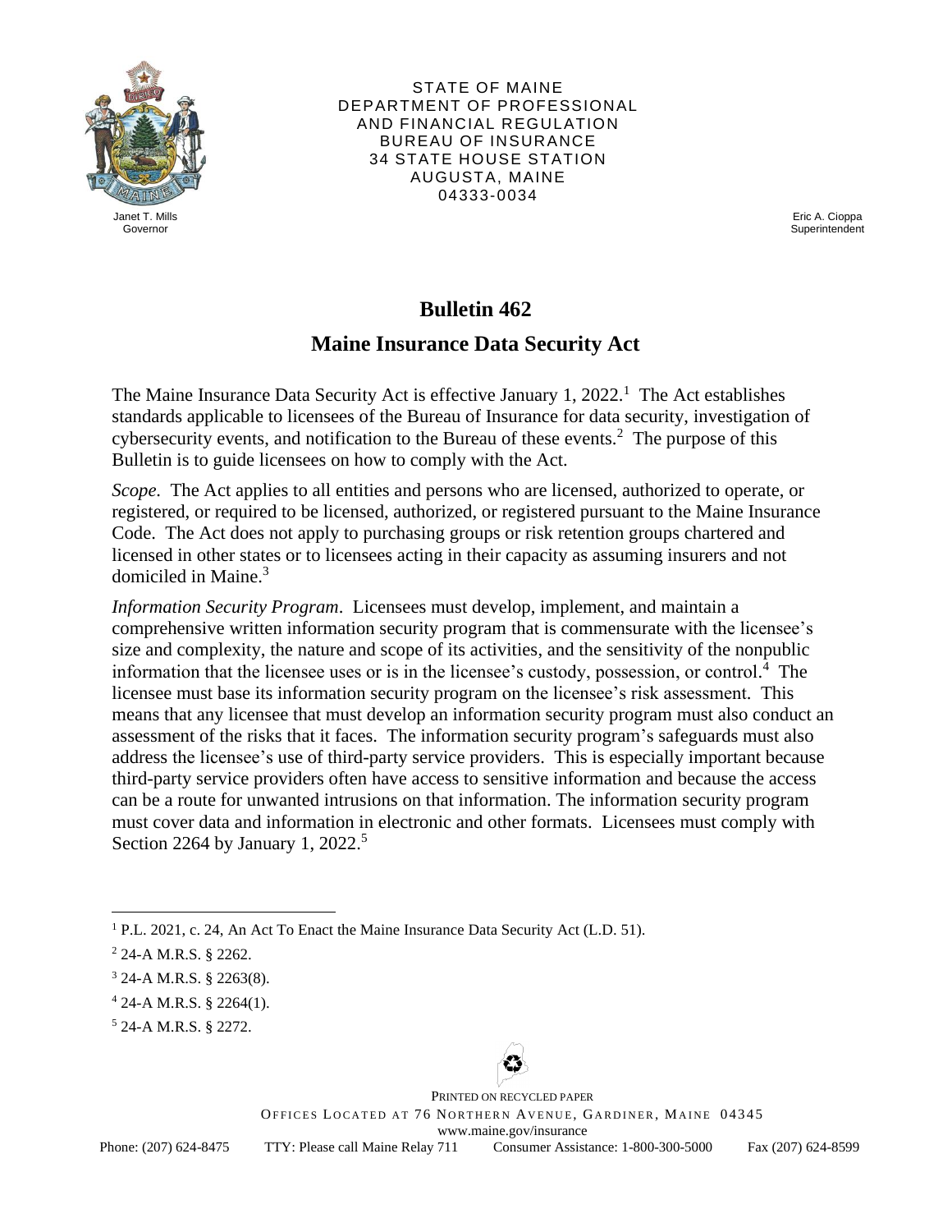STATE OF MAINE
DEPARTMENT OF PROFESSIONAL AND FINANCIAL REGULATION
BUREAU OF INSURANCE
34 STATE HOUSE STATION
AUGUSTA, MAINE
04333-0034

Janet T. Mills
Governor

Eric A. Cioppa
Superintendent

# Bulletin 462

## Maine Insurance Data Security Act

The Maine Insurance Data Security Act is effective January 1, 2022.[1] The Act establishes standards applicable to licensees of the Bureau of Insurance for data security, investigation of cybersecurity events, and notification to the Bureau of these events.[2] The purpose of this Bulletin is to guide licensees on how to comply with the Act.

*Scope.* The Act applies to all entities and persons who are licensed, authorized to operate, or registered, or required to be licensed, authorized, or registered pursuant to the Maine Insurance Code. The Act does not apply to purchasing groups or risk retention groups chartered and licensed in other states or to licensees acting in their capacity as assuming insurers and not domiciled in Maine.[3]

*Information Security Program*. Licensees must develop, implement, and maintain a comprehensive written information security program that is commensurate with the licensee's size and complexity, the nature and scope of its activities, and the sensitivity of the nonpublic information that the licensee uses or is in the licensee's custody, possession, or control.[4] The licensee must base its information security program on the licensee's risk assessment. This means that any licensee that must develop an information security program must also conduct an assessment of the risks that it faces. The information security program's safeguards must also address the licensee's use of third-party service providers. This is especially important because third-party service providers often have access to sensitive information and because the access can be a route for unwanted intrusions on that information. The information security program must cover data and information in electronic and other formats. Licensees must comply with Section 2264 by January 1, 2022.[5]

---

[1] P.L. 2021, c. 24, An Act To Enact the Maine Insurance Data Security Act (L.D. 51).

[2] 24-A M.R.S. § 2262.

[3] 24-A M.R.S. § 2263(8).

[4] 24-A M.R.S. § 2264(1).

[5] 24-A M.R.S. § 2272.

PRINTED ON RECYCLED PAPER

OFFICES LOCATED AT 76 NORTHERN AVENUE, GARDINER, MAINE 04345
www.maine.gov/insurance
Phone: (207) 624-8475 TTY: Please call Maine Relay 711 Consumer Assistance: 1-800-300-5000 Fax (207) 624-8599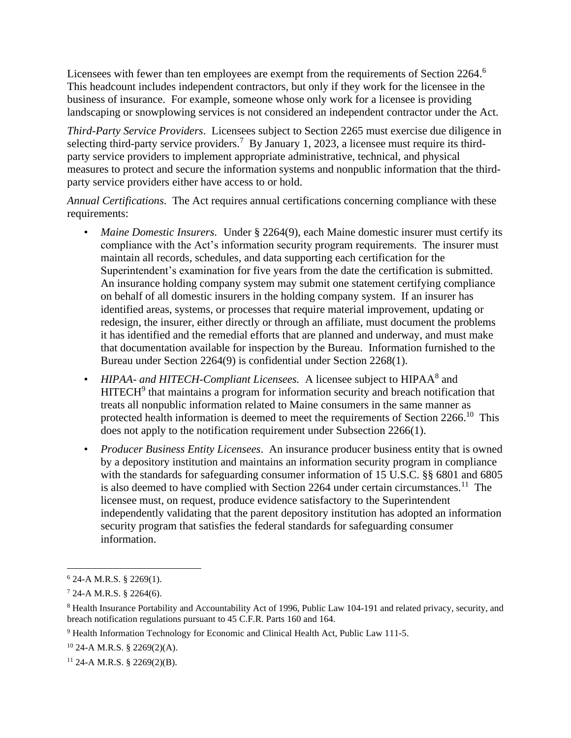Licensees with fewer than ten employees are exempt from the requirements of Section 2264.[6] This headcount includes independent contractors, but only if they work for the licensee in the business of insurance. For example, someone whose only work for a licensee is providing landscaping or snowplowing services is not considered an independent contractor under the Act.

*Third-Party Service Providers*. Licensees subject to Section 2265 must exercise due diligence in selecting third-party service providers.[7] By January 1, 2023, a licensee must require its third-party service providers to implement appropriate administrative, technical, and physical measures to protect and secure the information systems and nonpublic information that the third-party service providers either have access to or hold.

*Annual Certifications*. The Act requires annual certifications concerning compliance with these requirements:

- *Maine Domestic Insurers*. Under § 2264(9), each Maine domestic insurer must certify its compliance with the Act's information security program requirements. The insurer must maintain all records, schedules, and data supporting each certification for the Superintendent's examination for five years from the date the certification is submitted. An insurance holding company system may submit one statement certifying compliance on behalf of all domestic insurers in the holding company system. If an insurer has identified areas, systems, or processes that require material improvement, updating or redesign, the insurer, either directly or through an affiliate, must document the problems it has identified and the remedial efforts that are planned and underway, and must make that documentation available for inspection by the Bureau. Information furnished to the Bureau under Section 2264(9) is confidential under Section 2268(1).
- *HIPAA- and HITECH-Compliant Licensees.* A licensee subject to HIPAA[8] and HITECH[9] that maintains a program for information security and breach notification that treats all nonpublic information related to Maine consumers in the same manner as protected health information is deemed to meet the requirements of Section 2266.[10] This does not apply to the notification requirement under Subsection 2266(1).
- *Producer Business Entity Licensees*. An insurance producer business entity that is owned by a depository institution and maintains an information security program in compliance with the standards for safeguarding consumer information of 15 U.S.C. §§ 6801 and 6805 is also deemed to have complied with Section 2264 under certain circumstances.[11] The licensee must, on request, produce evidence satisfactory to the Superintendent independently validating that the parent depository institution has adopted an information security program that satisfies the federal standards for safeguarding consumer information.

---

[6] 24-A M.R.S. § 2269(1).

[7] 24-A M.R.S. § 2264(6).

[8] Health Insurance Portability and Accountability Act of 1996, Public Law 104-191 and related privacy, security, and breach notification regulations pursuant to 45 C.F.R. Parts 160 and 164.

[9] Health Information Technology for Economic and Clinical Health Act, Public Law 111-5.

[10] 24-A M.R.S. § 2269(2)(A).

[11] 24-A M.R.S. § 2269(2)(B).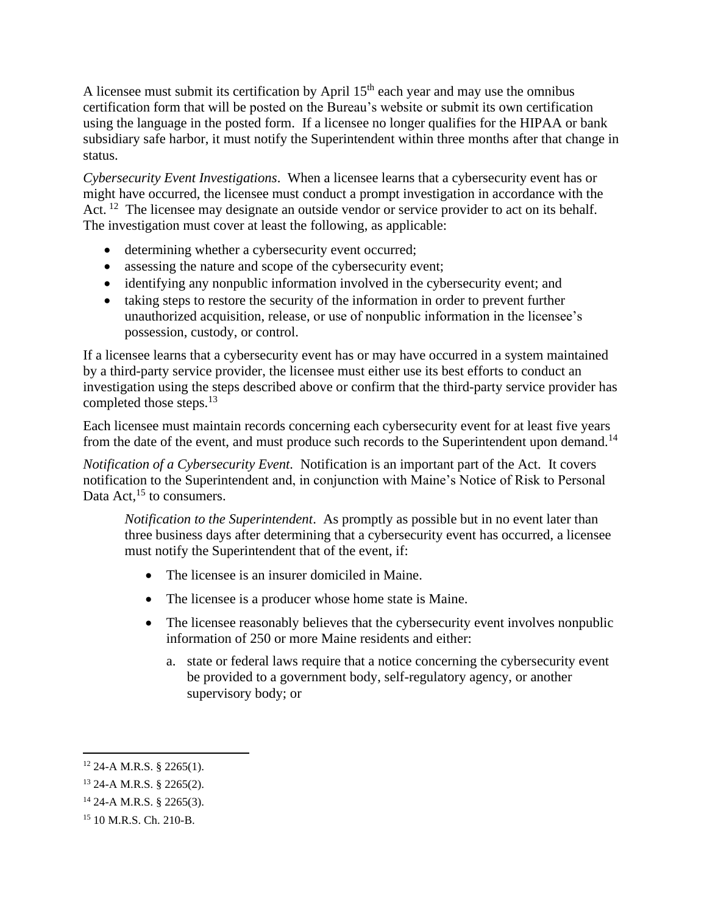A licensee must submit its certification by April 15th each year and may use the omnibus certification form that will be posted on the Bureau's website or submit its own certification using the language in the posted form. If a licensee no longer qualifies for the HIPAA or bank subsidiary safe harbor, it must notify the Superintendent within three months after that change in status.

*Cybersecurity Event Investigations*. When a licensee learns that a cybersecurity event has or might have occurred, the licensee must conduct a prompt investigation in accordance with the Act. [12] The licensee may designate an outside vendor or service provider to act on its behalf. The investigation must cover at least the following, as applicable:

- determining whether a cybersecurity event occurred;
- assessing the nature and scope of the cybersecurity event;
- identifying any nonpublic information involved in the cybersecurity event; and
- taking steps to restore the security of the information in order to prevent further unauthorized acquisition, release, or use of nonpublic information in the licensee's possession, custody, or control.

If a licensee learns that a cybersecurity event has or may have occurred in a system maintained by a third-party service provider, the licensee must either use its best efforts to conduct an investigation using the steps described above or confirm that the third-party service provider has completed those steps.[13]

Each licensee must maintain records concerning each cybersecurity event for at least five years from the date of the event, and must produce such records to the Superintendent upon demand.[14]

*Notification of a Cybersecurity Event*. Notification is an important part of the Act. It covers notification to the Superintendent and, in conjunction with Maine's Notice of Risk to Personal Data Act,[15] to consumers.

> *Notification to the Superintendent*. As promptly as possible but in no event later than three business days after determining that a cybersecurity event has occurred, a licensee must notify the Superintendent that of the event, if:
>
> - The licensee is an insurer domiciled in Maine.
> - The licensee is a producer whose home state is Maine.
> - The licensee reasonably believes that the cybersecurity event involves nonpublic information of 250 or more Maine residents and either:
>
>   a. state or federal laws require that a notice concerning the cybersecurity event be provided to a government body, self-regulatory agency, or another supervisory body; or

---

[12] 24-A M.R.S. § 2265(1).

[13] 24-A M.R.S. § 2265(2).

[14] 24-A M.R.S. § 2265(3).

[15] 10 M.R.S. Ch. 210-B.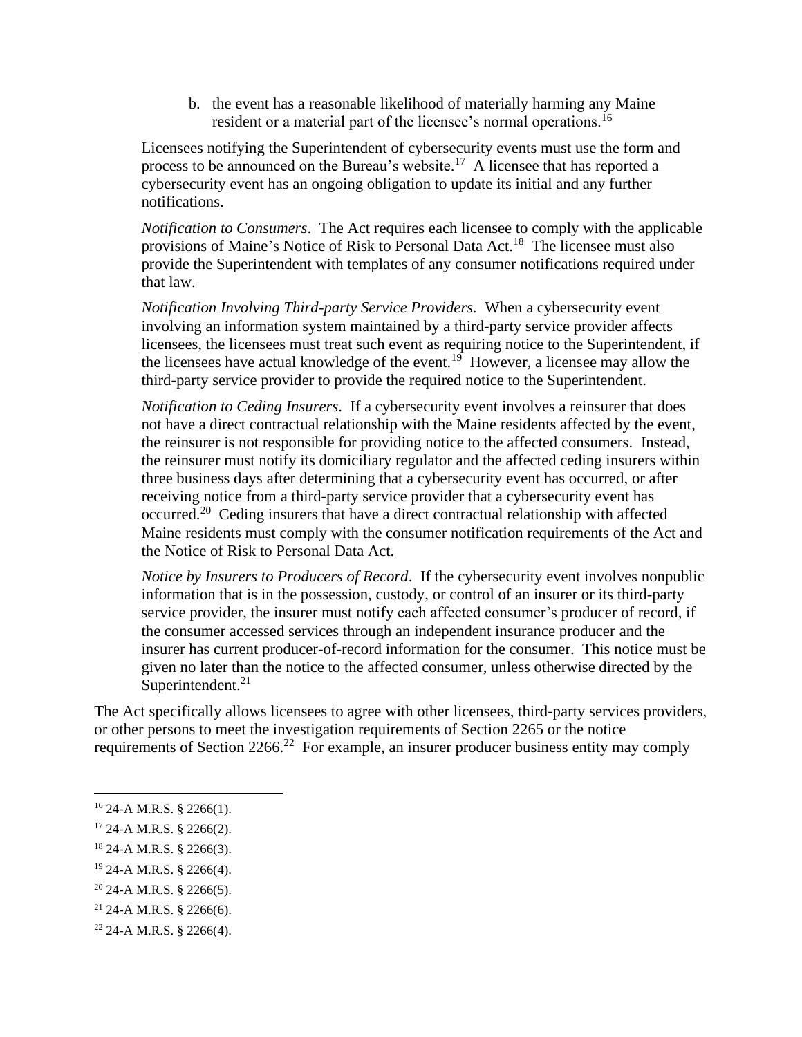b. the event has a reasonable likelihood of materially harming any Maine resident or a material part of the licensee's normal operations.[16]

Licensees notifying the Superintendent of cybersecurity events must use the form and process to be announced on the Bureau's website.[17] A licensee that has reported a cybersecurity event has an ongoing obligation to update its initial and any further notifications.

*Notification to Consumers*. The Act requires each licensee to comply with the applicable provisions of Maine's Notice of Risk to Personal Data Act.[18] The licensee must also provide the Superintendent with templates of any consumer notifications required under that law.

*Notification Involving Third-party Service Providers.* When a cybersecurity event involving an information system maintained by a third-party service provider affects licensees, the licensees must treat such event as requiring notice to the Superintendent, if the licensees have actual knowledge of the event.[19] However, a licensee may allow the third-party service provider to provide the required notice to the Superintendent.

*Notification to Ceding Insurers*. If a cybersecurity event involves a reinsurer that does not have a direct contractual relationship with the Maine residents affected by the event, the reinsurer is not responsible for providing notice to the affected consumers. Instead, the reinsurer must notify its domiciliary regulator and the affected ceding insurers within three business days after determining that a cybersecurity event has occurred, or after receiving notice from a third-party service provider that a cybersecurity event has occurred.[20] Ceding insurers that have a direct contractual relationship with affected Maine residents must comply with the consumer notification requirements of the Act and the Notice of Risk to Personal Data Act.

*Notice by Insurers to Producers of Record*. If the cybersecurity event involves nonpublic information that is in the possession, custody, or control of an insurer or its third-party service provider, the insurer must notify each affected consumer's producer of record, if the consumer accessed services through an independent insurance producer and the insurer has current producer-of-record information for the consumer. This notice must be given no later than the notice to the affected consumer, unless otherwise directed by the Superintendent.[21]

The Act specifically allows licensees to agree with other licensees, third-party services providers, or other persons to meet the investigation requirements of Section 2265 or the notice requirements of Section 2266.[22] For example, an insurer producer business entity may comply

---

[16] 24-A M.R.S. § 2266(1).

[17] 24-A M.R.S. § 2266(2).

[18] 24-A M.R.S. § 2266(3).

[19] 24-A M.R.S. § 2266(4).

[20] 24-A M.R.S. § 2266(5).

[21] 24-A M.R.S. § 2266(6).

[22] 24-A M.R.S. § 2266(4).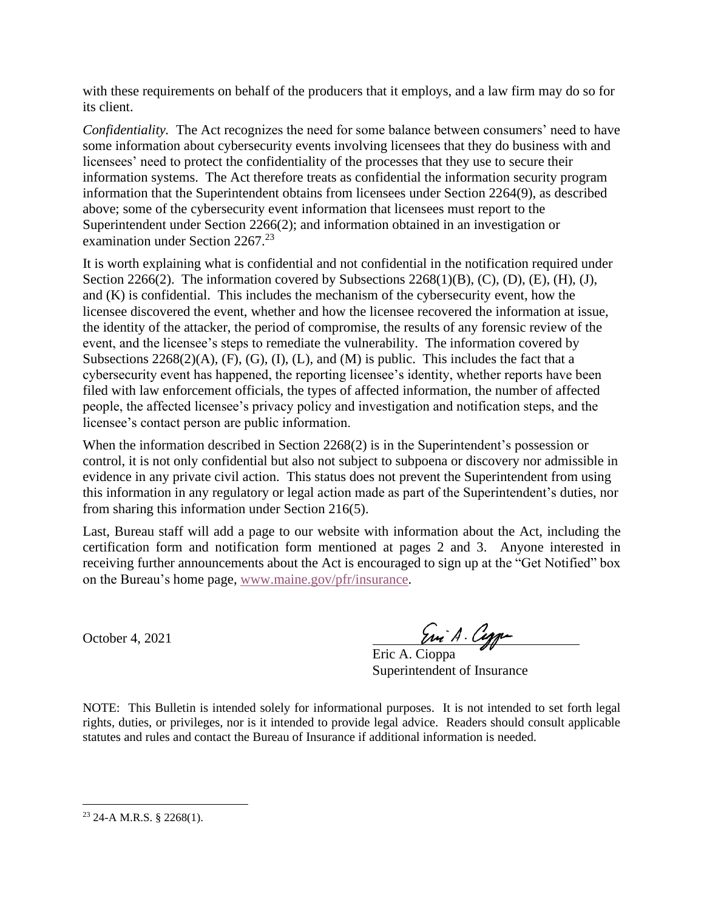with these requirements on behalf of the producers that it employs, and a law firm may do so for its client.

*Confidentiality.* The Act recognizes the need for some balance between consumers' need to have some information about cybersecurity events involving licensees that they do business with and licensees' need to protect the confidentiality of the processes that they use to secure their information systems. The Act therefore treats as confidential the information security program information that the Superintendent obtains from licensees under Section 2264(9), as described above; some of the cybersecurity event information that licensees must report to the Superintendent under Section 2266(2); and information obtained in an investigation or examination under Section 2267.[23]

It is worth explaining what is confidential and not confidential in the notification required under Section 2266(2). The information covered by Subsections 2268(1)(B), (C), (D), (E), (H), (J), and (K) is confidential. This includes the mechanism of the cybersecurity event, how the licensee discovered the event, whether and how the licensee recovered the information at issue, the identity of the attacker, the period of compromise, the results of any forensic review of the event, and the licensee's steps to remediate the vulnerability. The information covered by Subsections 2268(2)(A), (F), (G), (I), (L), and (M) is public. This includes the fact that a cybersecurity event has happened, the reporting licensee's identity, whether reports have been filed with law enforcement officials, the types of affected information, the number of affected people, the affected licensee's privacy policy and investigation and notification steps, and the licensee's contact person are public information.

When the information described in Section 2268(2) is in the Superintendent's possession or control, it is not only confidential but also not subject to subpoena or discovery nor admissible in evidence in any private civil action. This status does not prevent the Superintendent from using this information in any regulatory or legal action made as part of the Superintendent's duties, nor from sharing this information under Section 216(5).

Last, Bureau staff will add a page to our website with information about the Act, including the certification form and notification form mentioned at pages 2 and 3. Anyone interested in receiving further announcements about the Act is encouraged to sign up at the "Get Notified" box on the Bureau's home page, www.maine.gov/pfr/insurance.

October 4, 2021

Eric A. Cioppa
Superintendent of Insurance

NOTE: This Bulletin is intended solely for informational purposes. It is not intended to set forth legal rights, duties, or privileges, nor is it intended to provide legal advice. Readers should consult applicable statutes and rules and contact the Bureau of Insurance if additional information is needed.

[23] 24-A M.R.S. § 2268(1).